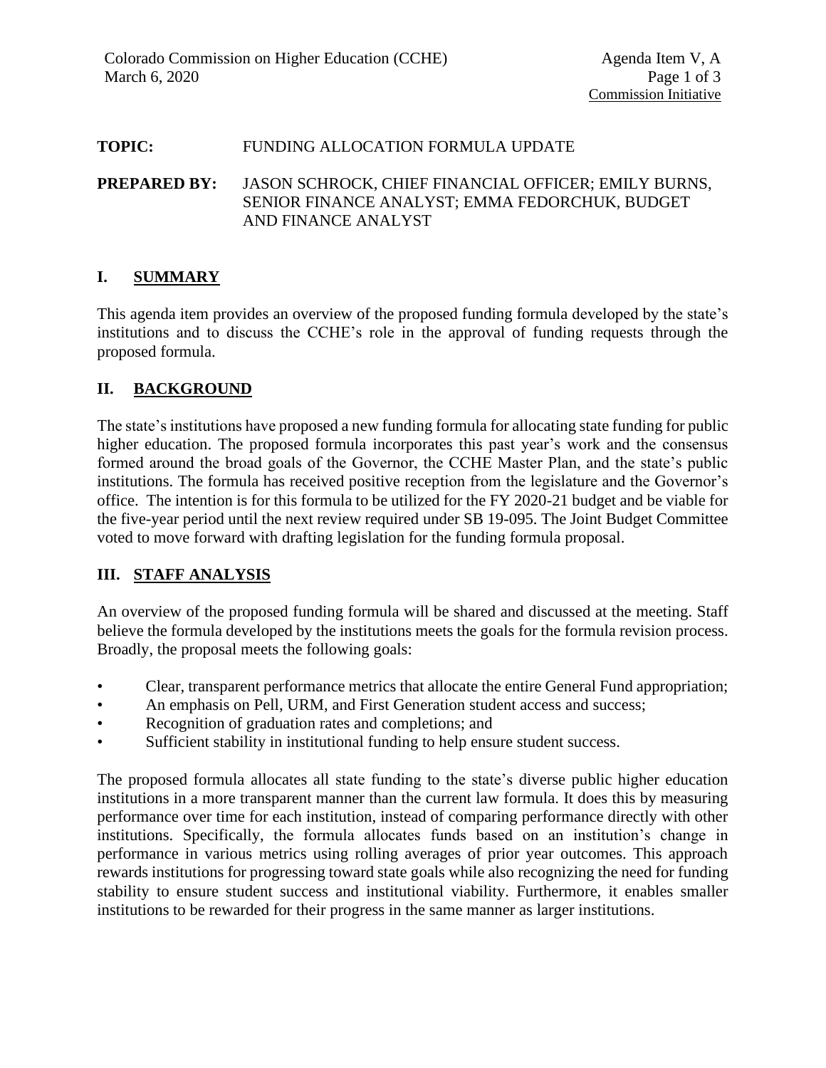Colorado Commission on Higher Education (CCHE)
March 6, 2020

Agenda Item V, A

Commission Initiative

**TOPIC:** FUNDING ALLOCATION FORMULA UPDATE

**PREPARED BY:** JASON SCHROCK, CHIEF FINANCIAL OFFICER; EMILY BURNS, SENIOR FINANCE ANALYST; EMMA FEDORCHUK, BUDGET AND FINANCE ANALYST

## I. SUMMARY

This agenda item provides an overview of the proposed funding formula developed by the state's institutions and to discuss the CCHE's role in the approval of funding requests through the proposed formula.

## II. BACKGROUND

The state's institutions have proposed a new funding formula for allocating state funding for public higher education. The proposed formula incorporates this past year's work and the consensus formed around the broad goals of the Governor, the CCHE Master Plan, and the state's public institutions. The formula has received positive reception from the legislature and the Governor's office. The intention is for this formula to be utilized for the FY 2020-21 budget and be viable for the five-year period until the next review required under SB 19-095. The Joint Budget Committee voted to move forward with drafting legislation for the funding formula proposal.

## III. STAFF ANALYSIS

An overview of the proposed funding formula will be shared and discussed at the meeting. Staff believe the formula developed by the institutions meets the goals for the formula revision process. Broadly, the proposal meets the following goals:

- Clear, transparent performance metrics that allocate the entire General Fund appropriation;
- An emphasis on Pell, URM, and First Generation student access and success;
- Recognition of graduation rates and completions; and
- Sufficient stability in institutional funding to help ensure student success.

The proposed formula allocates all state funding to the state's diverse public higher education institutions in a more transparent manner than the current law formula. It does this by measuring performance over time for each institution, instead of comparing performance directly with other institutions. Specifically, the formula allocates funds based on an institution's change in performance in various metrics using rolling averages of prior year outcomes. This approach rewards institutions for progressing toward state goals while also recognizing the need for funding stability to ensure student success and institutional viability. Furthermore, it enables smaller institutions to be rewarded for their progress in the same manner as larger institutions.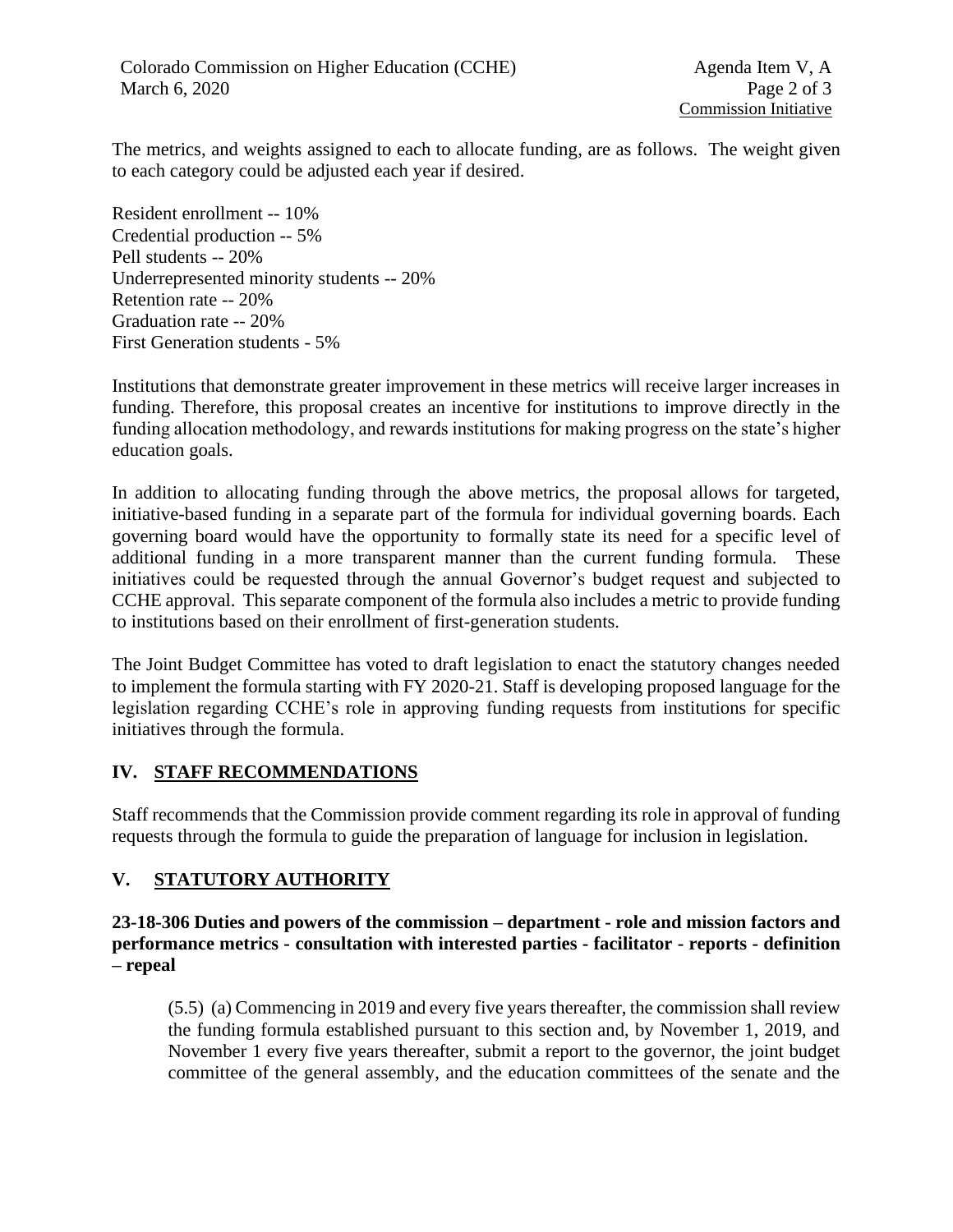The metrics, and weights assigned to each to allocate funding, are as follows. The weight given to each category could be adjusted each year if desired.

Resident enrollment -- 10%
Credential production -- 5%
Pell students -- 20%
Underrepresented minority students -- 20%
Retention rate -- 20%
Graduation rate -- 20%
First Generation students - 5%

Institutions that demonstrate greater improvement in these metrics will receive larger increases in funding. Therefore, this proposal creates an incentive for institutions to improve directly in the funding allocation methodology, and rewards institutions for making progress on the state's higher education goals.

In addition to allocating funding through the above metrics, the proposal allows for targeted, initiative-based funding in a separate part of the formula for individual governing boards. Each governing board would have the opportunity to formally state its need for a specific level of additional funding in a more transparent manner than the current funding formula. These initiatives could be requested through the annual Governor's budget request and subjected to CCHE approval. This separate component of the formula also includes a metric to provide funding to institutions based on their enrollment of first-generation students.

The Joint Budget Committee has voted to draft legislation to enact the statutory changes needed to implement the formula starting with FY 2020-21. Staff is developing proposed language for the legislation regarding CCHE's role in approving funding requests from institutions for specific initiatives through the formula.

## IV. STAFF RECOMMENDATIONS

Staff recommends that the Commission provide comment regarding its role in approval of funding requests through the formula to guide the preparation of language for inclusion in legislation.

## V. STATUTORY AUTHORITY

**23-18-306 Duties and powers of the commission – department - role and mission factors and performance metrics - consultation with interested parties - facilitator - reports - definition – repeal**

> (5.5) (a) Commencing in 2019 and every five years thereafter, the commission shall review the funding formula established pursuant to this section and, by November 1, 2019, and November 1 every five years thereafter, submit a report to the governor, the joint budget committee of the general assembly, and the education committees of the senate and the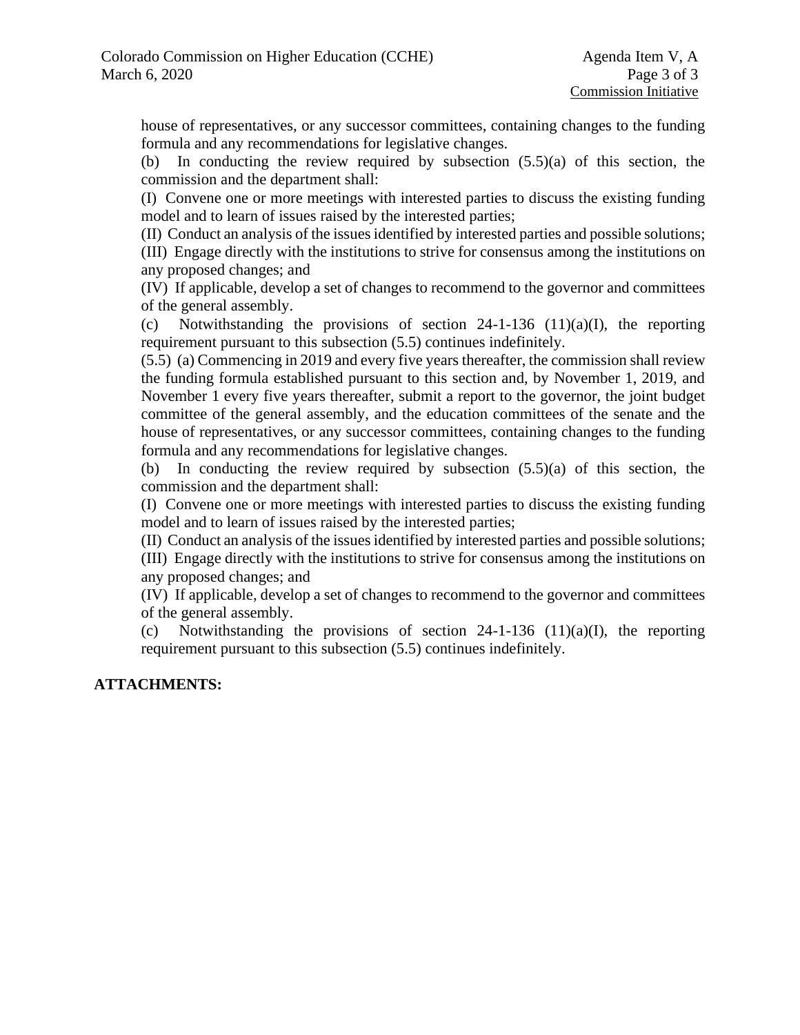house of representatives, or any successor committees, containing changes to the funding formula and any recommendations for legislative changes.

(b) In conducting the review required by subsection (5.5)(a) of this section, the commission and the department shall:

(I) Convene one or more meetings with interested parties to discuss the existing funding model and to learn of issues raised by the interested parties;

(II) Conduct an analysis of the issues identified by interested parties and possible solutions;

(III) Engage directly with the institutions to strive for consensus among the institutions on any proposed changes; and

(IV) If applicable, develop a set of changes to recommend to the governor and committees of the general assembly.

(c) Notwithstanding the provisions of section 24-1-136 (11)(a)(I), the reporting requirement pursuant to this subsection (5.5) continues indefinitely.

(5.5) (a) Commencing in 2019 and every five years thereafter, the commission shall review the funding formula established pursuant to this section and, by November 1, 2019, and November 1 every five years thereafter, submit a report to the governor, the joint budget committee of the general assembly, and the education committees of the senate and the house of representatives, or any successor committees, containing changes to the funding formula and any recommendations for legislative changes.

(b) In conducting the review required by subsection (5.5)(a) of this section, the commission and the department shall:

(I) Convene one or more meetings with interested parties to discuss the existing funding model and to learn of issues raised by the interested parties;

(II) Conduct an analysis of the issues identified by interested parties and possible solutions;

(III) Engage directly with the institutions to strive for consensus among the institutions on any proposed changes; and

(IV) If applicable, develop a set of changes to recommend to the governor and committees of the general assembly.

(c) Notwithstanding the provisions of section 24-1-136 (11)(a)(I), the reporting requirement pursuant to this subsection (5.5) continues indefinitely.

**ATTACHMENTS:**